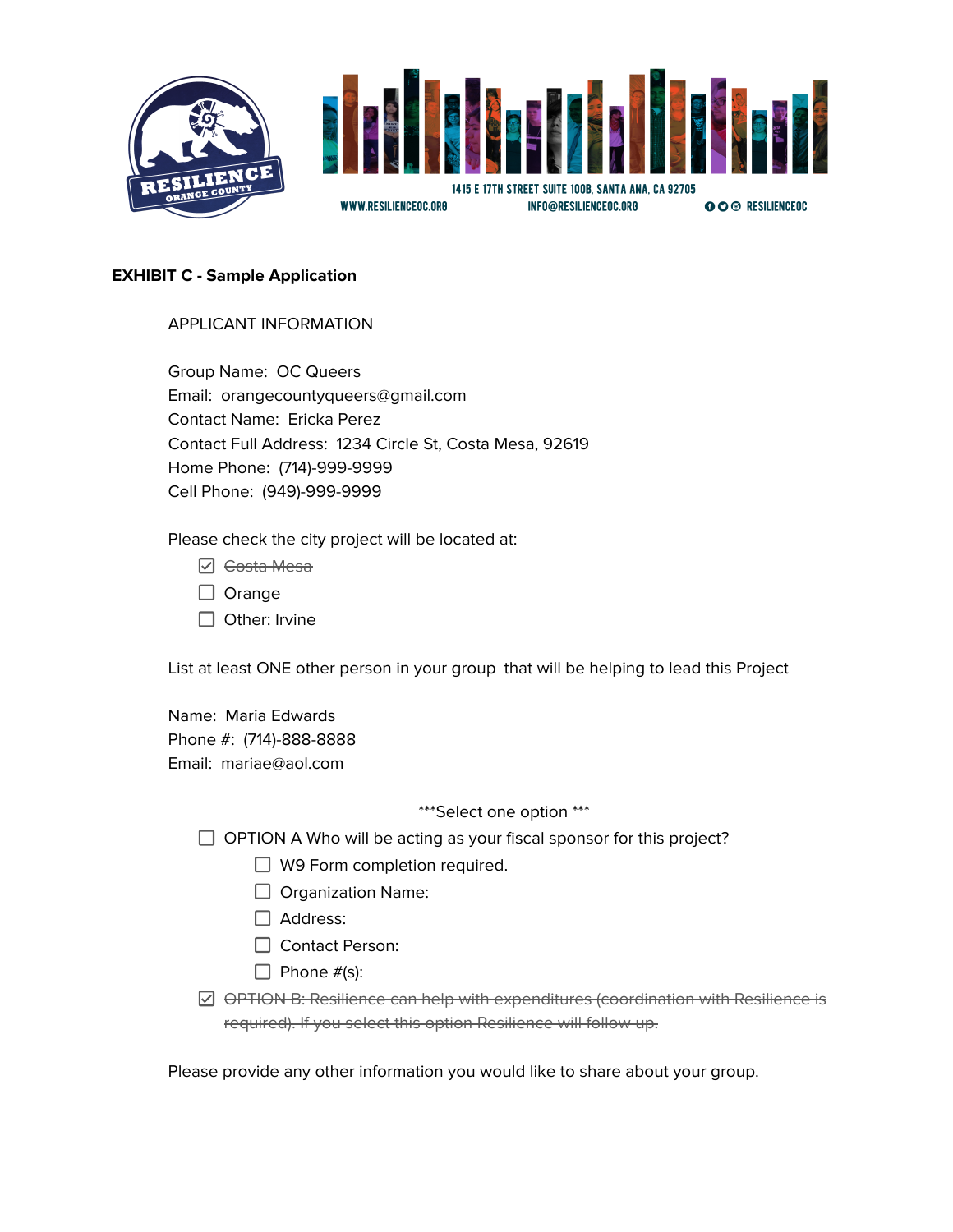1415 E 17TH STREET SUITE 100B, SANTA ANA, CA 92705
WWW.RESILIENCEOC.ORG INFO@RESILIENCEOC.ORG RESILIENCEOC

**EXHIBIT C - Sample Application**

APPLICANT INFORMATION

Group Name: OC Queers
Email: orangecountyqueers@gmail.com
Contact Name: Ericka Perez
Contact Full Address: 1234 Circle St, Costa Mesa, 92619
Home Phone: (714)-999-9999
Cell Phone: (949)-999-9999

Please check the city project will be located at:

- [x] ~~Costa Mesa~~
- [ ] Orange
- [ ] Other: Irvine

List at least ONE other person in your group that will be helping to lead this Project

Name: Maria Edwards
Phone #: (714)-888-8888
Email: mariae@aol.com

***Select one option ***

- [ ] OPTION A Who will be acting as your fiscal sponsor for this project?
    - [ ] W9 Form completion required.
    - [ ] Organization Name:
    - [ ] Address:
    - [ ] Contact Person:
    - [ ] Phone #(s):
- [x] ~~OPTION B: Resilience can help with expenditures (coordination with Resilience is required). If you select this option Resilience will follow up.~~

Please provide any other information you would like to share about your group.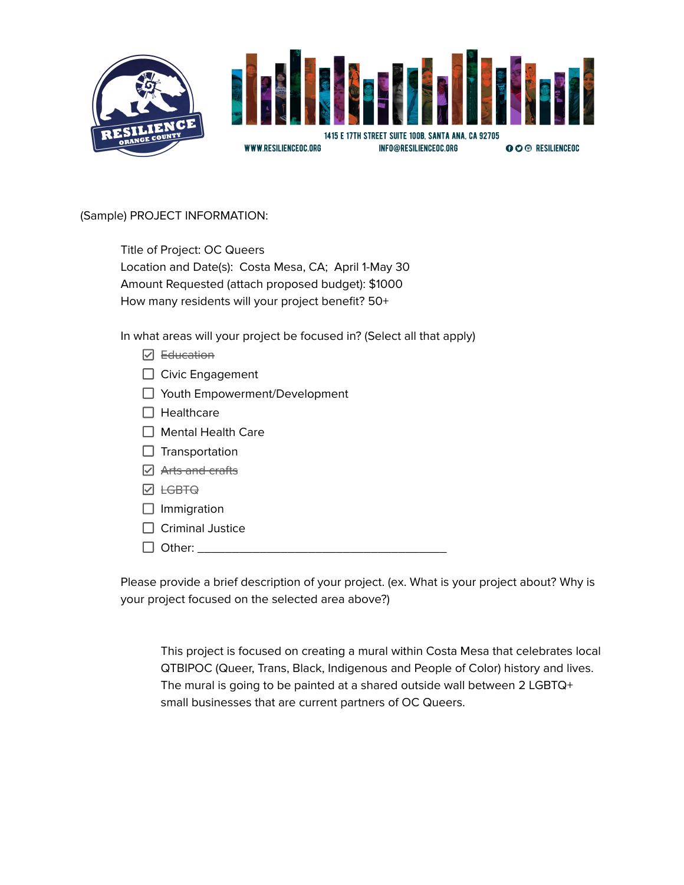RESILIENCE ORANGE COUNTY

1415 E 17TH STREET SUITE 100B, SANTA ANA, CA 92705

WWW.RESILIENCEOC.ORG INFO@RESILIENCEOC.ORG RESILIENCEOC

(Sample) PROJECT INFORMATION:

Title of Project: OC Queers
Location and Date(s): Costa Mesa, CA; April 1-May 30
Amount Requested (attach proposed budget): $1000
How many residents will your project benefit? 50+

In what areas will your project be focused in? (Select all that apply)

- [x] ~~Education~~
- [ ] Civic Engagement
- [ ] Youth Empowerment/Development
- [ ] Healthcare
- [ ] Mental Health Care
- [ ] Transportation
- [x] ~~Arts and crafts~~
- [x] ~~LGBTQ~~
- [ ] Immigration
- [ ] Criminal Justice
- [ ] Other: ________________________________________

Please provide a brief description of your project. (ex. What is your project about? Why is your project focused on the selected area above?)

> This project is focused on creating a mural within Costa Mesa that celebrates local QTBIPOC (Queer, Trans, Black, Indigenous and People of Color) history and lives. The mural is going to be painted at a shared outside wall between 2 LGBTQ+ small businesses that are current partners of OC Queers.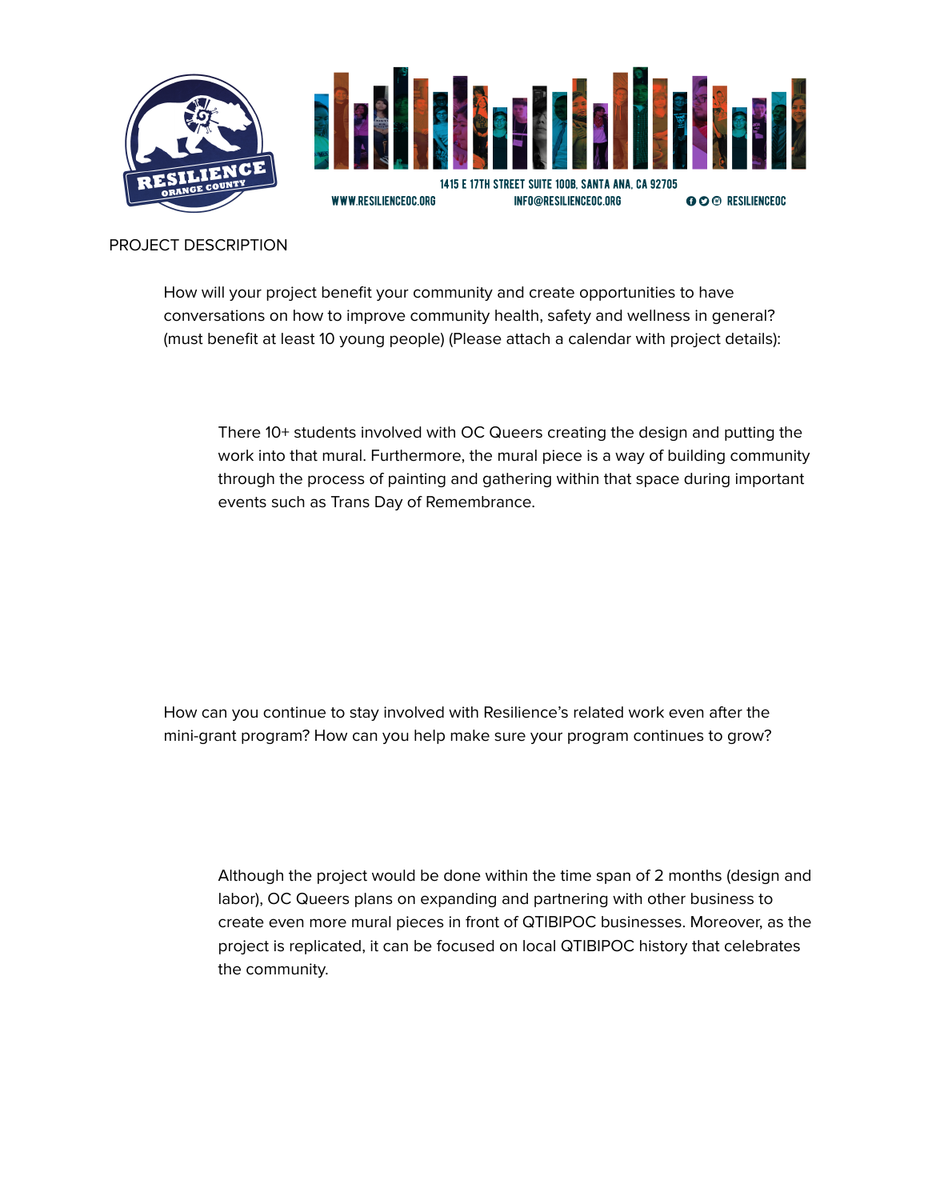PROJECT DESCRIPTION

How will your project benefit your community and create opportunities to have conversations on how to improve community health, safety and wellness in general? (must benefit at least 10 young people) (Please attach a calendar with project details):

There 10+ students involved with OC Queers creating the design and putting the work into that mural. Furthermore, the mural piece is a way of building community through the process of painting and gathering within that space during important events such as Trans Day of Remembrance.

How can you continue to stay involved with Resilience's related work even after the mini-grant program? How can you help make sure your program continues to grow?

Although the project would be done within the time span of 2 months (design and labor), OC Queers plans on expanding and partnering with other business to create even more mural pieces in front of QTIBIPOC businesses. Moreover, as the project is replicated, it can be focused on local QTIBIPOC history that celebrates the community.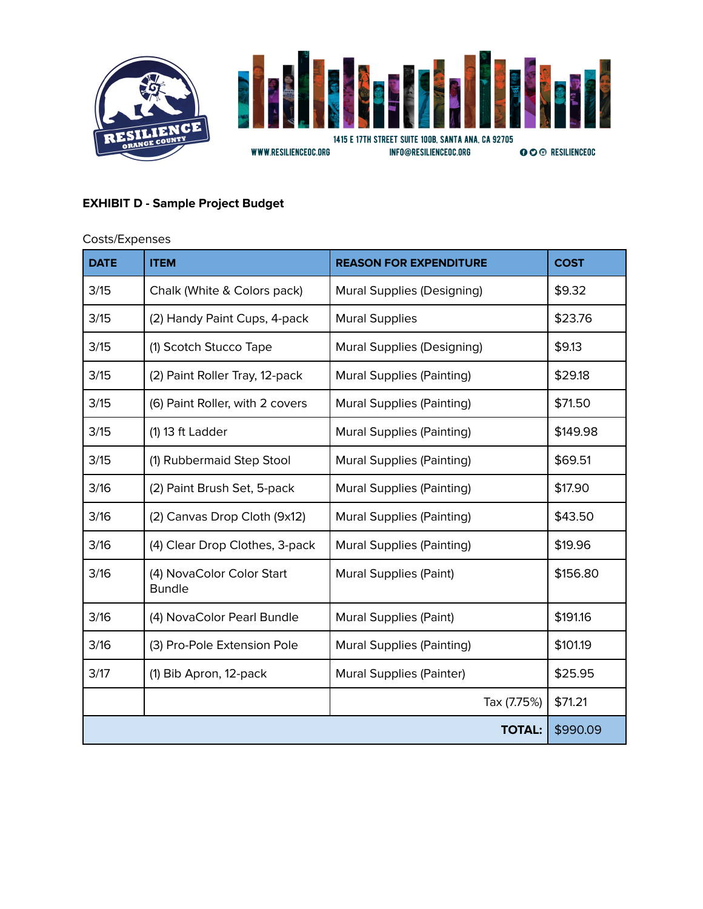RESILIENCE ORANGE COUNTY

1415 E 17TH STREET SUITE 100B, SANTA ANA, CA 92705

WWW.RESILIENCEOC.ORG INFO@RESILIENCEOC.ORG RESILIENCEOC

**EXHIBIT D - Sample Project Budget**

Costs/Expenses

| DATE | ITEM | REASON FOR EXPENDITURE | COST |
|---|---|---|---|
| 3/15 | Chalk (White & Colors pack) | Mural Supplies (Designing) | $9.32 |
| 3/15 | (2) Handy Paint Cups, 4-pack | Mural Supplies | $23.76 |
| 3/15 | (1) Scotch Stucco Tape | Mural Supplies (Designing) | $9.13 |
| 3/15 | (2) Paint Roller Tray, 12-pack | Mural Supplies (Painting) | $29.18 |
| 3/15 | (6) Paint Roller, with 2 covers | Mural Supplies (Painting) | $71.50 |
| 3/15 | (1) 13 ft Ladder | Mural Supplies (Painting) | $149.98 |
| 3/15 | (1) Rubbermaid Step Stool | Mural Supplies (Painting) | $69.51 |
| 3/16 | (2) Paint Brush Set, 5-pack | Mural Supplies (Painting) | $17.90 |
| 3/16 | (2) Canvas Drop Cloth (9x12) | Mural Supplies (Painting) | $43.50 |
| 3/16 | (4) Clear Drop Clothes, 3-pack | Mural Supplies (Painting) | $19.96 |
| 3/16 | (4) NovaColor Color Start Bundle | Mural Supplies (Paint) | $156.80 |
| 3/16 | (4) NovaColor Pearl Bundle | Mural Supplies (Paint) | $191.16 |
| 3/16 | (3) Pro-Pole Extension Pole | Mural Supplies (Painting) | $101.19 |
| 3/17 | (1) Bib Apron, 12-pack | Mural Supplies (Painter) | $25.95 |
| | | Tax (7.75%) | $71.21 |
| | | **TOTAL:** | $990.09 |